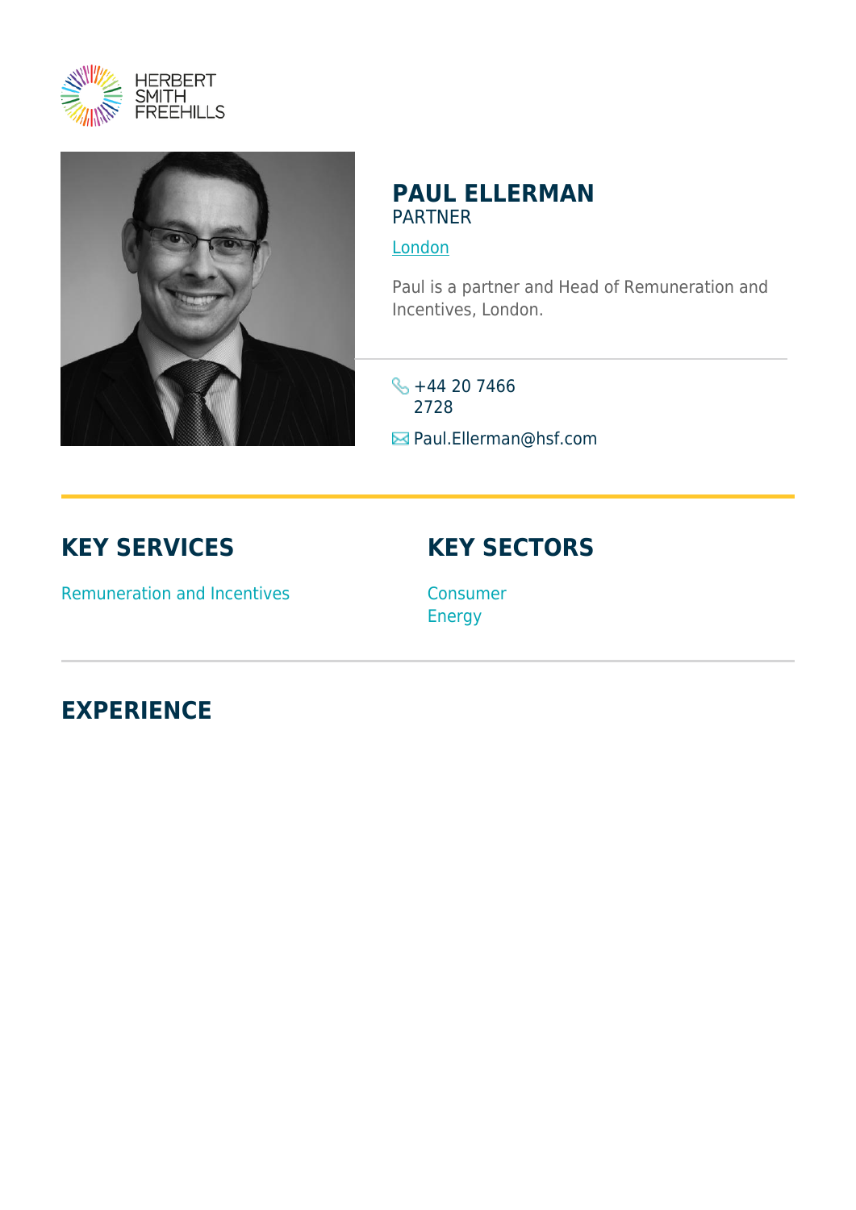# PAUL ELLERMAN

PARTNER

London

Paul is a partner and Head of Remuneration and Incentives, London.

+44 20 7466 2728

Paul.Ellerman@hsf.com

## KEY SERVICES

Remuneration and Incentives

## KEY SECTORS

Consumer
Energy

## EXPERIENCE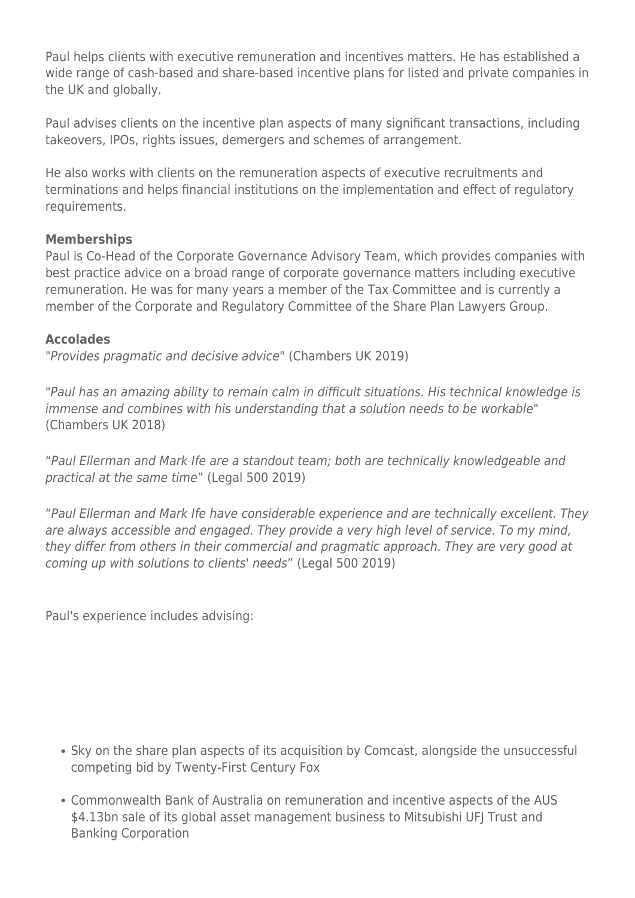Paul helps clients with executive remuneration and incentives matters. He has established a wide range of cash-based and share-based incentive plans for listed and private companies in the UK and globally.

Paul advises clients on the incentive plan aspects of many significant transactions, including takeovers, IPOs, rights issues, demergers and schemes of arrangement.

He also works with clients on the remuneration aspects of executive recruitments and terminations and helps financial institutions on the implementation and effect of regulatory requirements.

**Memberships**

Paul is Co-Head of the Corporate Governance Advisory Team, which provides companies with best practice advice on a broad range of corporate governance matters including executive remuneration. He was for many years a member of the Tax Committee and is currently a member of the Corporate and Regulatory Committee of the Share Plan Lawyers Group.

**Accolades**

"*Provides pragmatic and decisive advice*" (Chambers UK 2019)

"*Paul has an amazing ability to remain calm in difficult situations. His technical knowledge is immense and combines with his understanding that a solution needs to be workable*" (Chambers UK 2018)

"*Paul Ellerman and Mark Ife are a standout team; both are technically knowledgeable and practical at the same time*" (Legal 500 2019)

"*Paul Ellerman and Mark Ife have considerable experience and are technically excellent. They are always accessible and engaged. They provide a very high level of service. To my mind, they differ from others in their commercial and pragmatic approach. They are very good at coming up with solutions to clients' needs*" (Legal 500 2019)

Paul's experience includes advising:

- Sky on the share plan aspects of its acquisition by Comcast, alongside the unsuccessful competing bid by Twenty-First Century Fox
- Commonwealth Bank of Australia on remuneration and incentive aspects of the AUS $4.13bn sale of its global asset management business to Mitsubishi UFJ Trust and Banking Corporation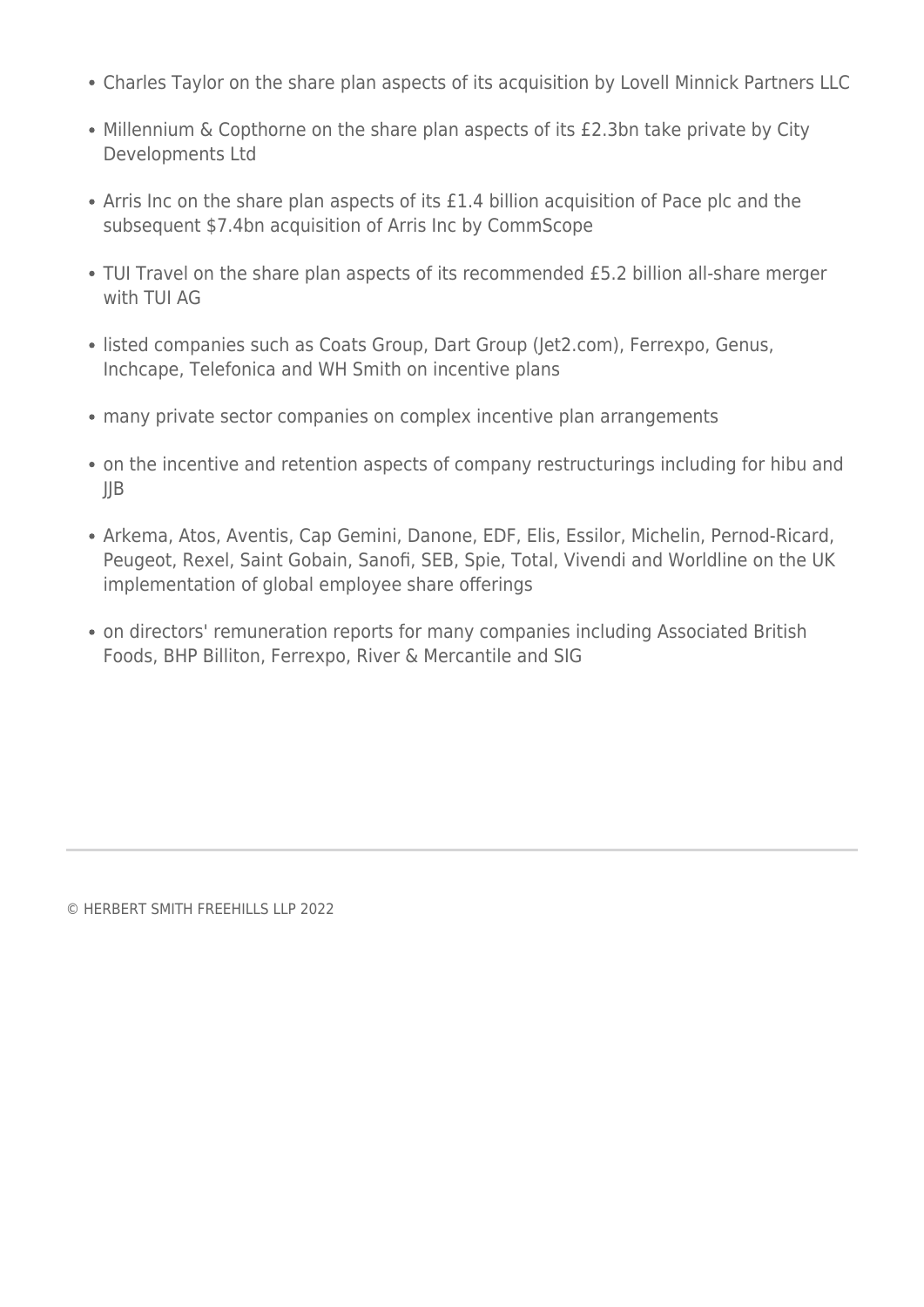- Charles Taylor on the share plan aspects of its acquisition by Lovell Minnick Partners LLC
- Millennium & Copthorne on the share plan aspects of its £2.3bn take private by City Developments Ltd
- Arris Inc on the share plan aspects of its £1.4 billion acquisition of Pace plc and the subsequent $7.4bn acquisition of Arris Inc by CommScope
- TUI Travel on the share plan aspects of its recommended £5.2 billion all-share merger with TUI AG
- listed companies such as Coats Group, Dart Group (Jet2.com), Ferrexpo, Genus, Inchcape, Telefonica and WH Smith on incentive plans
- many private sector companies on complex incentive plan arrangements
- on the incentive and retention aspects of company restructurings including for hibu and JJB
- Arkema, Atos, Aventis, Cap Gemini, Danone, EDF, Elis, Essilor, Michelin, Pernod-Ricard, Peugeot, Rexel, Saint Gobain, Sanofi, SEB, Spie, Total, Vivendi and Worldline on the UK implementation of global employee share offerings
- on directors' remuneration reports for many companies including Associated British Foods, BHP Billiton, Ferrexpo, River & Mercantile and SIG

© HERBERT SMITH FREEHILLS LLP 2022